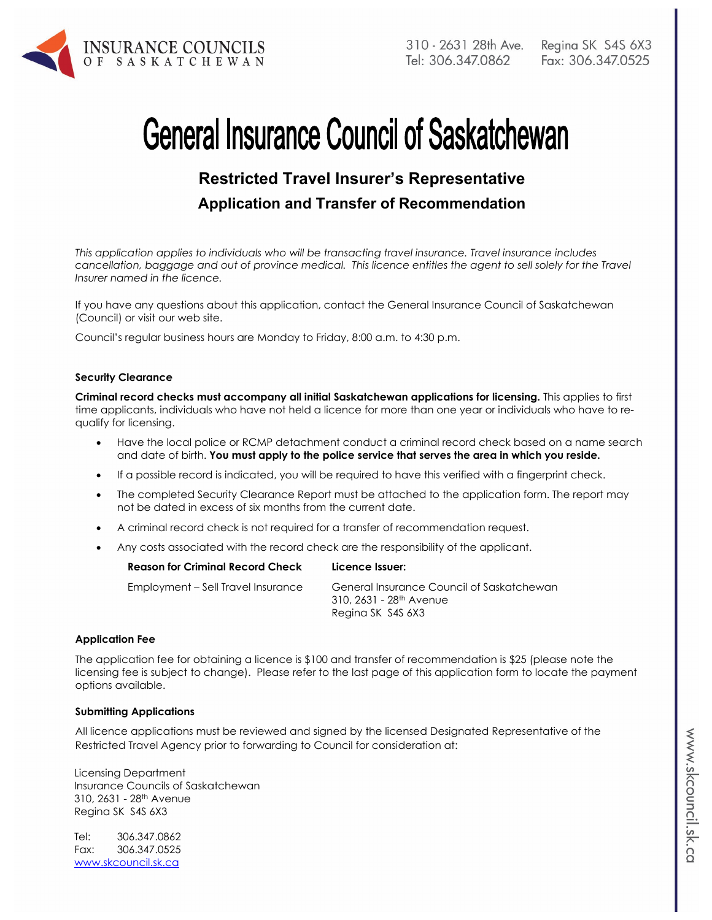INSURANCE COUNCILS OF SASKATCHEWAN

310 - 2631 28th Ave. Regina SK S4S 6X3
Tel: 306.347.0862 Fax: 306.347.0525

# General Insurance Council of Saskatchewan

## Restricted Travel Insurer's Representative

## Application and Transfer of Recommendation

*This application applies to individuals who will be transacting travel insurance. Travel insurance includes cancellation, baggage and out of province medical. This licence entitles the agent to sell solely for the Travel Insurer named in the licence.*

If you have any questions about this application, contact the General Insurance Council of Saskatchewan (Council) or visit our web site.

Council's regular business hours are Monday to Friday, 8:00 a.m. to 4:30 p.m.

### Security Clearance

**Criminal record checks must accompany all initial Saskatchewan applications for licensing.** This applies to first time applicants, individuals who have not held a licence for more than one year or individuals who have to re-qualify for licensing.

- Have the local police or RCMP detachment conduct a criminal record check based on a name search and date of birth. **You must apply to the police service that serves the area in which you reside.**
- If a possible record is indicated, you will be required to have this verified with a fingerprint check.
- The completed Security Clearance Report must be attached to the application form. The report may not be dated in excess of six months from the current date.
- A criminal record check is not required for a transfer of recommendation request.
- Any costs associated with the record check are the responsibility of the applicant.

| Reason for Criminal Record Check | Licence Issuer: |
| --- | --- |
| Employment – Sell Travel Insurance | General Insurance Council of Saskatchewan<br>310, 2631 - 28th Avenue<br>Regina SK S4S 6X3 |

### Application Fee

The application fee for obtaining a licence is $100 and transfer of recommendation is $25 (please note the licensing fee is subject to change). Please refer to the last page of this application form to locate the payment options available.

### Submitting Applications

All licence applications must be reviewed and signed by the licensed Designated Representative of the Restricted Travel Agency prior to forwarding to Council for consideration at:

Licensing Department
Insurance Councils of Saskatchewan
310, 2631 - 28th Avenue
Regina SK S4S 6X3

Tel: 306.347.0862
Fax: 306.347.0525
www.skcouncil.sk.ca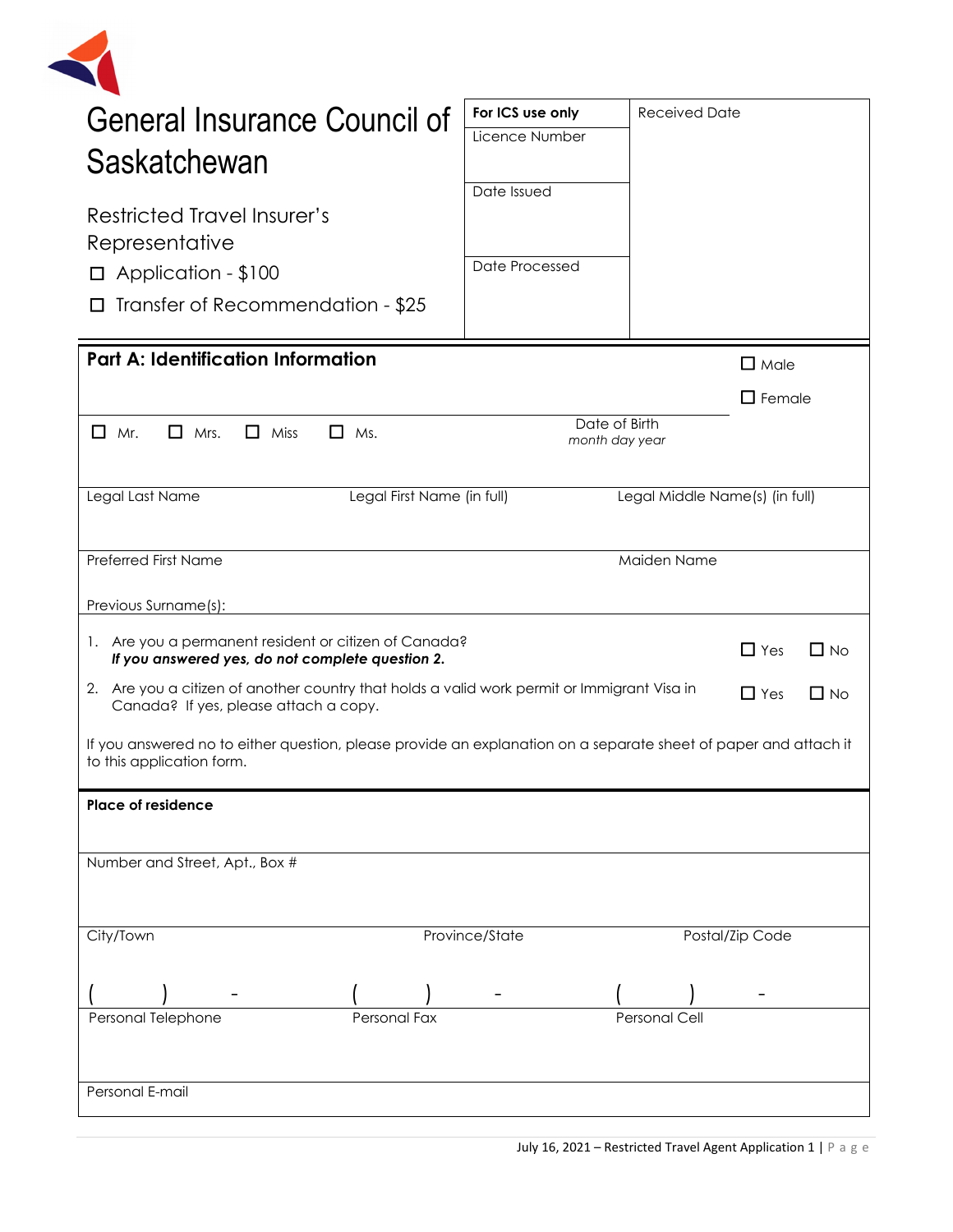# General Insurance Council of Saskatchewan

## Restricted Travel Insurer's Representative

☐ Application - $100

☐ Transfer of Recommendation - $25

| For ICS use only | Received Date |
|---|---|
| Licence Number | |
| Date Issued | |
| Date Processed | |

## Part A: Identification Information

☐ Male

☐ Female

☐ Mr. ☐ Mrs. ☐ Miss ☐ Ms.

Date of Birth
*month day year*

| Legal Last Name | Legal First Name (in full) | Legal Middle Name(s) (in full) |
|---|---|---|
| | | |

| Preferred First Name | Maiden Name |
|---|---|
| | |

Previous Surname(s):

1. Are you a permanent resident or citizen of Canada? ☐ Yes ☐ No
   ***If you answered yes, do not complete question 2.***
2. Are you a citizen of another country that holds a valid work permit or Immigrant Visa in Canada? If yes, please attach a copy. ☐ Yes ☐ No

If you answered no to either question, please provide an explanation on a separate sheet of paper and attach it to this application form.

**Place of residence**

Number and Street, Apt., Box #

| City/Town | Province/State | Postal/Zip Code |
|---|---|---|
| | | |

| ( ) - | ( ) - | ( ) - |
|---|---|---|
| Personal Telephone | Personal Fax | Personal Cell |

Personal E-mail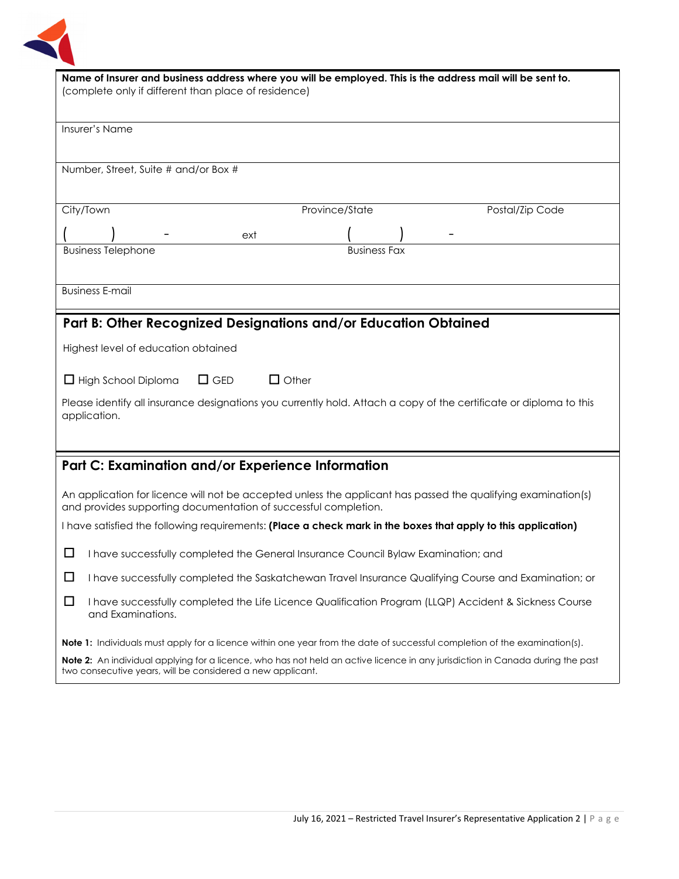**Name of Insurer and business address where you will be employed. This is the address mail will be sent to.**
(complete only if different than place of residence)

Insurer's Name

Number, Street, Suite # and/or Box #

| City/Town | Province/State | Postal/Zip Code |
|---|---|---|

| ( ) - ext | ( ) - |
|---|---|
| Business Telephone | Business Fax |

Business E-mail

## Part B: Other Recognized Designations and/or Education Obtained

Highest level of education obtained

☐ High School Diploma ☐ GED ☐ Other

Please identify all insurance designations you currently hold. Attach a copy of the certificate or diploma to this application.

## Part C: Examination and/or Experience Information

An application for licence will not be accepted unless the applicant has passed the qualifying examination(s) and provides supporting documentation of successful completion.

I have satisfied the following requirements: **(Place a check mark in the boxes that apply to this application)**

☐ I have successfully completed the General Insurance Council Bylaw Examination; and

☐ I have successfully completed the Saskatchewan Travel Insurance Qualifying Course and Examination; or

☐ I have successfully completed the Life Licence Qualification Program (LLQP) Accident & Sickness Course and Examinations.

**Note 1:** Individuals must apply for a licence within one year from the date of successful completion of the examination(s).

**Note 2:** An individual applying for a licence, who has not held an active licence in any jurisdiction in Canada during the past two consecutive years, will be considered a new applicant.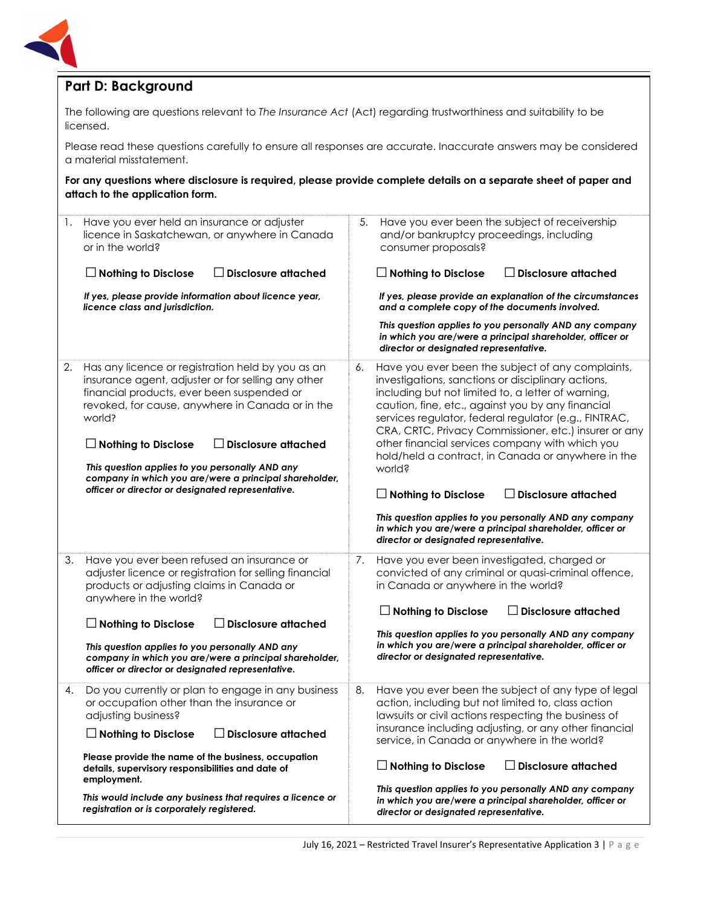## Part D: Background

The following are questions relevant to *The Insurance Act* (Act) regarding trustworthiness and suitability to be licensed.

Please read these questions carefully to ensure all responses are accurate. Inaccurate answers may be considered a material misstatement.

**For any questions where disclosure is required, please provide complete details on a separate sheet of paper and attach to the application form.**

1. Have you ever held an insurance or adjuster licence in Saskatchewan, or anywhere in Canada or in the world?

   ☐ **Nothing to Disclose** ☐ **Disclosure attached**

   ***If yes, please provide information about licence year, licence class and jurisdiction.***

2. Has any licence or registration held by you as an insurance agent, adjuster or for selling any other financial products, ever been suspended or revoked, for cause, anywhere in Canada or in the world?

   ☐ **Nothing to Disclose** ☐ **Disclosure attached**

   ***This question applies to you personally AND any company in which you are/were a principal shareholder, officer or director or designated representative.***

3. Have you ever been refused an insurance or adjuster licence or registration for selling financial products or adjusting claims in Canada or anywhere in the world?

   ☐ **Nothing to Disclose** ☐ **Disclosure attached**

   ***This question applies to you personally AND any company in which you are/were a principal shareholder, officer or director or designated representative.***

4. Do you currently or plan to engage in any business or occupation other than the insurance or adjusting business?

   ☐ **Nothing to Disclose** ☐ **Disclosure attached**

   **Please provide the name of the business, occupation details, supervisory responsibilities and date of employment.**

   ***This would include any business that requires a licence or registration or is corporately registered.***

5. Have you ever been the subject of receivership and/or bankruptcy proceedings, including consumer proposals?

   ☐ **Nothing to Disclose** ☐ **Disclosure attached**

   ***If yes, please provide an explanation of the circumstances and a complete copy of the documents involved.***

   ***This question applies to you personally AND any company in which you are/were a principal shareholder, officer or director or designated representative.***

6. Have you ever been the subject of any complaints, investigations, sanctions or disciplinary actions, including but not limited to, a letter of warning, caution, fine, etc., against you by any financial services regulator, federal regulator (e.g., FINTRAC, CRA, CRTC, Privacy Commissioner, etc.) insurer or any other financial services company with which you hold/held a contract, in Canada or anywhere in the world?

   ☐ **Nothing to Disclose** ☐ **Disclosure attached**

   ***This question applies to you personally AND any company in which you are/were a principal shareholder, officer or director or designated representative.***

7. Have you ever been investigated, charged or convicted of any criminal or quasi-criminal offence, in Canada or anywhere in the world?

   ☐ **Nothing to Disclose** ☐ **Disclosure attached**

   ***This question applies to you personally AND any company in which you are/were a principal shareholder, officer or director or designated representative.***

8. Have you ever been the subject of any type of legal action, including but not limited to, class action lawsuits or civil actions respecting the business of insurance including adjusting, or any other financial service, in Canada or anywhere in the world?

   ☐ **Nothing to Disclose** ☐ **Disclosure attached**

   ***This question applies to you personally AND any company in which you are/were a principal shareholder, officer or director or designated representative.***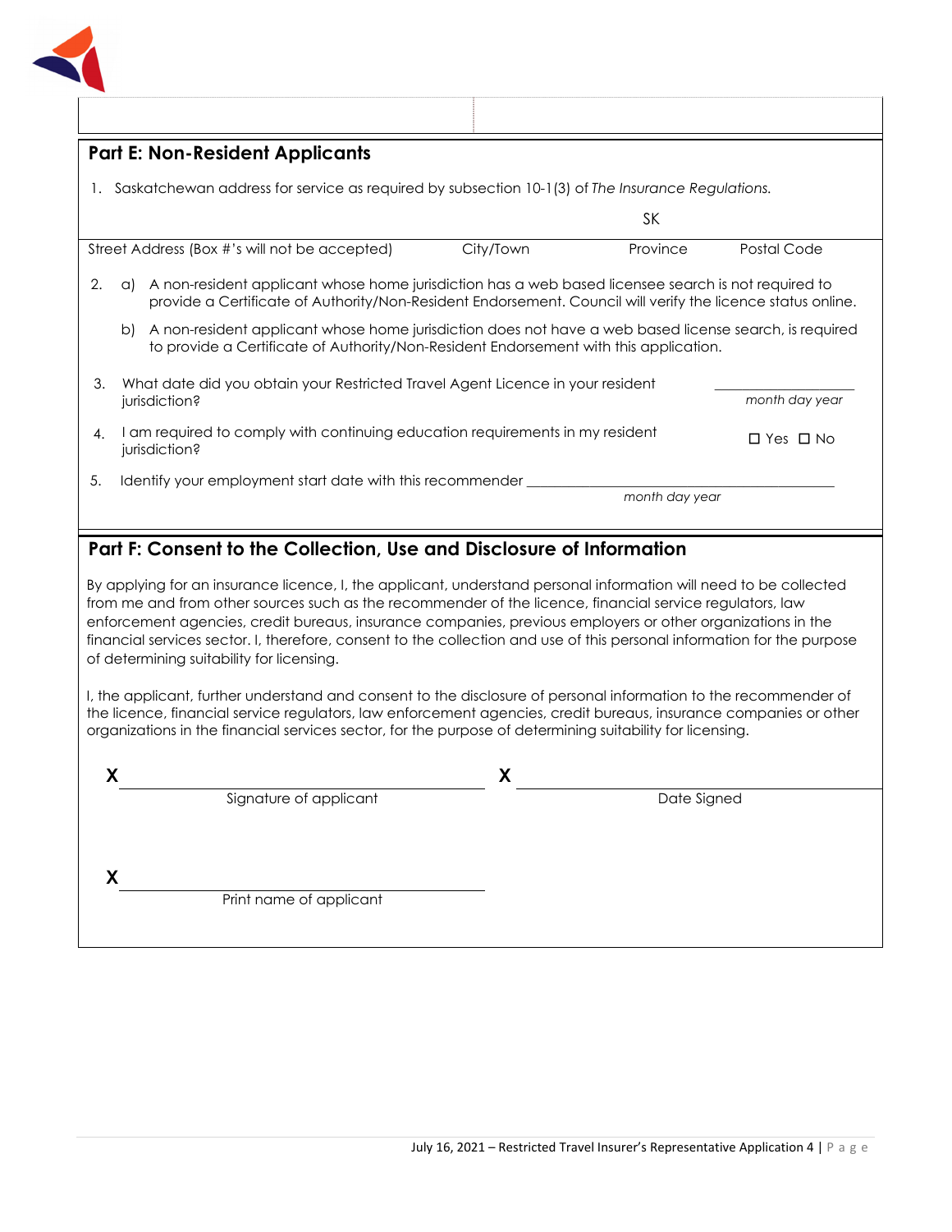## Part E: Non-Resident Applicants

1. Saskatchewan address for service as required by subsection 10-1(3) of *The Insurance Regulations*.

| Street Address (Box #'s will not be accepted) | City/Town | Province | Postal Code |
|---|---|---|---|
| | | SK | |

2. a) A non-resident applicant whose home jurisdiction has a web based licensee search is not required to provide a Certificate of Authority/Non-Resident Endorsement. Council will verify the licence status online.

   b) A non-resident applicant whose home jurisdiction does not have a web based license search, is required to provide a Certificate of Authority/Non-Resident Endorsement with this application.

3. What date did you obtain your Restricted Travel Agent Licence in your resident jurisdiction? ____________ *month day year*

4. I am required to comply with continuing education requirements in my resident jurisdiction? ☐ Yes ☐ No

5. Identify your employment start date with this recommender ____________ *month day year*

## Part F: Consent to the Collection, Use and Disclosure of Information

By applying for an insurance licence, I, the applicant, understand personal information will need to be collected from me and from other sources such as the recommender of the licence, financial service regulators, law enforcement agencies, credit bureaus, insurance companies, previous employers or other organizations in the financial services sector. I, therefore, consent to the collection and use of this personal information for the purpose of determining suitability for licensing.

I, the applicant, further understand and consent to the disclosure of personal information to the recommender of the licence, financial service regulators, law enforcement agencies, credit bureaus, insurance companies or other organizations in the financial services sector, for the purpose of determining suitability for licensing.

X ______________________ Signature of applicant

X ______________________ Date Signed

X ______________________ Print name of applicant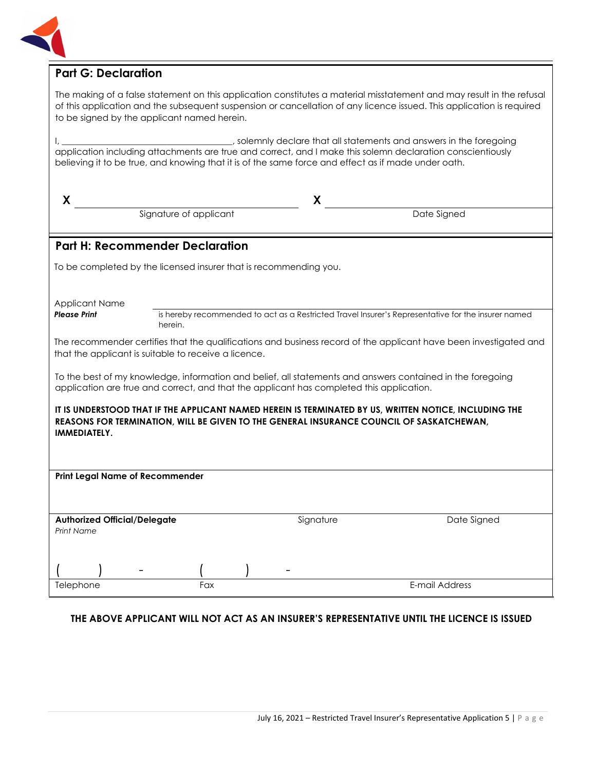## Part G: Declaration

The making of a false statement on this application constitutes a material misstatement and may result in the refusal of this application and the subsequent suspension or cancellation of any licence issued. This application is required to be signed by the applicant named herein.

I, ________________________________, solemnly declare that all statements and answers in the foregoing application including attachments are true and correct, and I make this solemn declaration conscientiously believing it to be true, and knowing that it is of the same force and effect as if made under oath.

| X | X |
|---|---|
| Signature of applicant | Date Signed |

## Part H: Recommender Declaration

To be completed by the licensed insurer that is recommending you.

Applicant Name
***Please Print*** ________________________________ is hereby recommended to act as a Restricted Travel Insurer's Representative for the insurer named herein.

The recommender certifies that the qualifications and business record of the applicant have been investigated and that the applicant is suitable to receive a licence.

To the best of my knowledge, information and belief, all statements and answers contained in the foregoing application are true and correct, and that the applicant has completed this application.

**IT IS UNDERSTOOD THAT IF THE APPLICANT NAMED HEREIN IS TERMINATED BY US, WRITTEN NOTICE, INCLUDING THE REASONS FOR TERMINATION, WILL BE GIVEN TO THE GENERAL INSURANCE COUNCIL OF SASKATCHEWAN, IMMEDIATELY.**

**Print Legal Name of Recommender**

| **Authorized Official/Delegate** *Print Name* | Signature | Date Signed |
|---|---|---|
| |  |  |

| ( ) - | ( ) - | |
|---|---|---|
| Telephone | Fax | E-mail Address |

**THE ABOVE APPLICANT WILL NOT ACT AS AN INSURER'S REPRESENTATIVE UNTIL THE LICENCE IS ISSUED**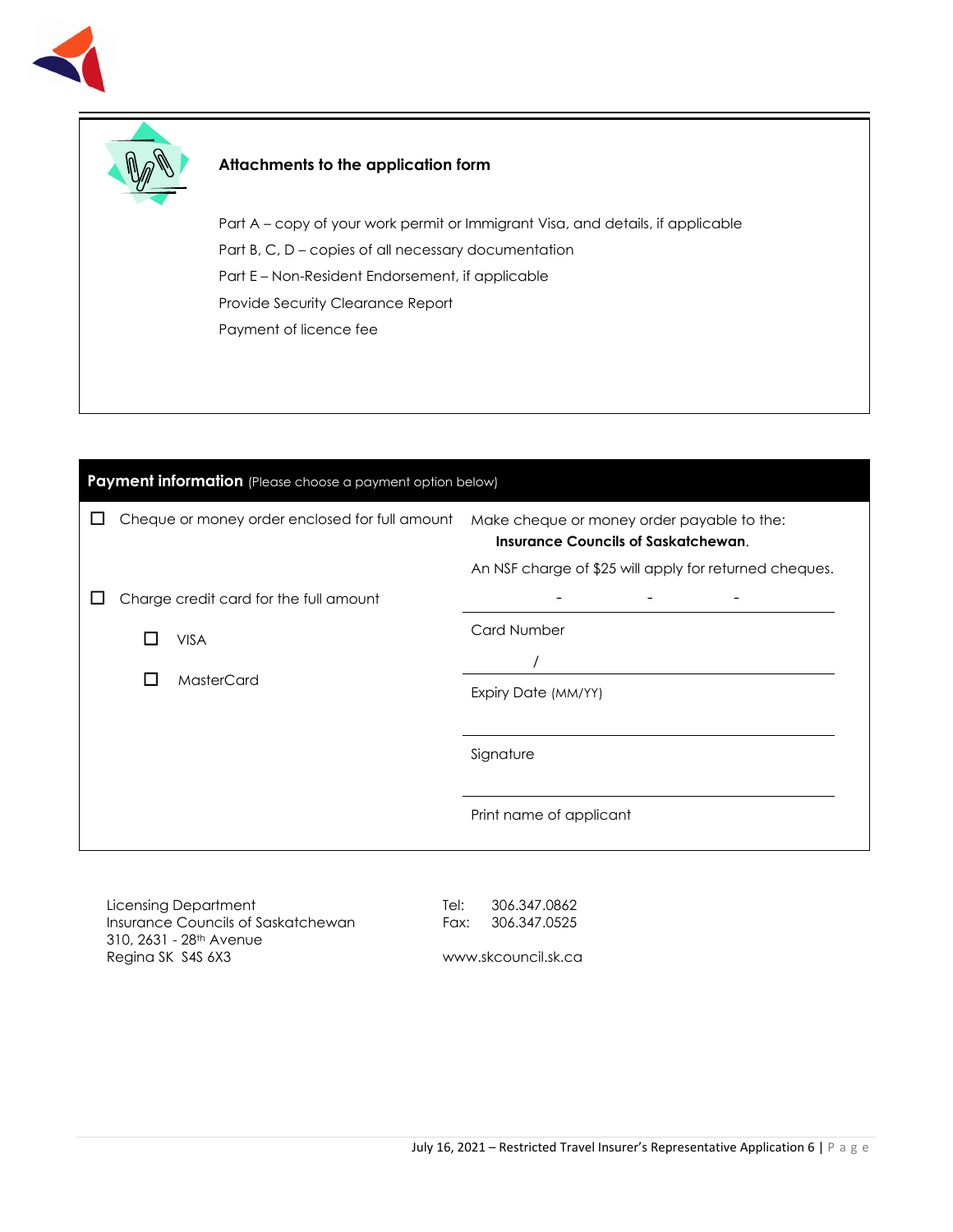## Attachments to the application form

Part A – copy of your work permit or Immigrant Visa, and details, if applicable

Part B, C, D – copies of all necessary documentation

Part E – Non-Resident Endorsement, if applicable

Provide Security Clearance Report

Payment of licence fee

## Payment information (Please choose a payment option below)

☐ Cheque or money order enclosed for full amount

Make cheque or money order payable to the: **Insurance Councils of Saskatchewan**.

An NSF charge of $25 will apply for returned cheques.

☐ Charge credit card for the full amount

- ☐ VISA
- ☐ MasterCard

_____ - _____ - _____ - _____

Card Number

_____ / _____

Expiry Date (MM/YY)

______________________________

Signature

______________________________

Print name of applicant

Licensing Department
Insurance Councils of Saskatchewan
310, 2631 - 28th Avenue
Regina SK S4S 6X3

Tel: 306.347.0862
Fax: 306.347.0525

www.skcouncil.sk.ca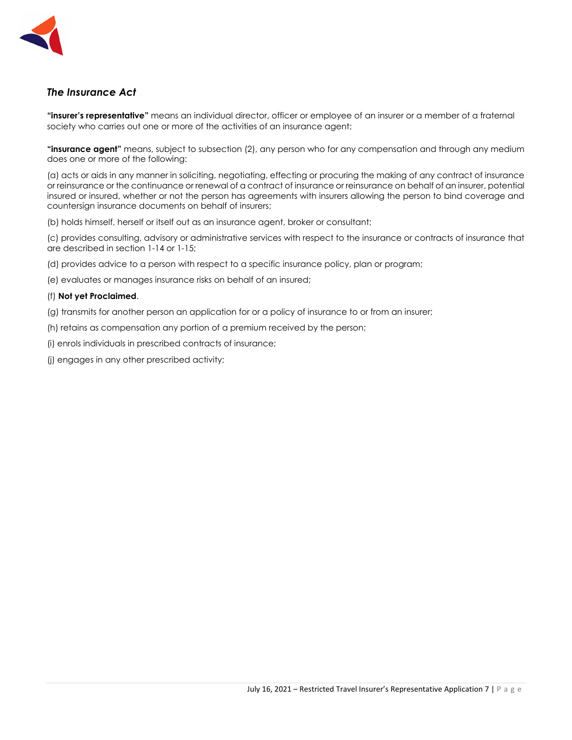### *The Insurance Act*

**"insurer's representative"** means an individual director, officer or employee of an insurer or a member of a fraternal society who carries out one or more of the activities of an insurance agent;

**"insurance agent"** means, subject to subsection (2), any person who for any compensation and through any medium does one or more of the following:

(a) acts or aids in any manner in soliciting, negotiating, effecting or procuring the making of any contract of insurance or reinsurance or the continuance or renewal of a contract of insurance or reinsurance on behalf of an insurer, potential insured or insured, whether or not the person has agreements with insurers allowing the person to bind coverage and countersign insurance documents on behalf of insurers;

(b) holds himself, herself or itself out as an insurance agent, broker or consultant;

(c) provides consulting, advisory or administrative services with respect to the insurance or contracts of insurance that are described in section 1-14 or 1-15;

(d) provides advice to a person with respect to a specific insurance policy, plan or program;

(e) evaluates or manages insurance risks on behalf of an insured;

(f) **Not yet Proclaimed**.

(g) transmits for another person an application for or a policy of insurance to or from an insurer;

(h) retains as compensation any portion of a premium received by the person;

(i) enrols individuals in prescribed contracts of insurance;

(j) engages in any other prescribed activity;